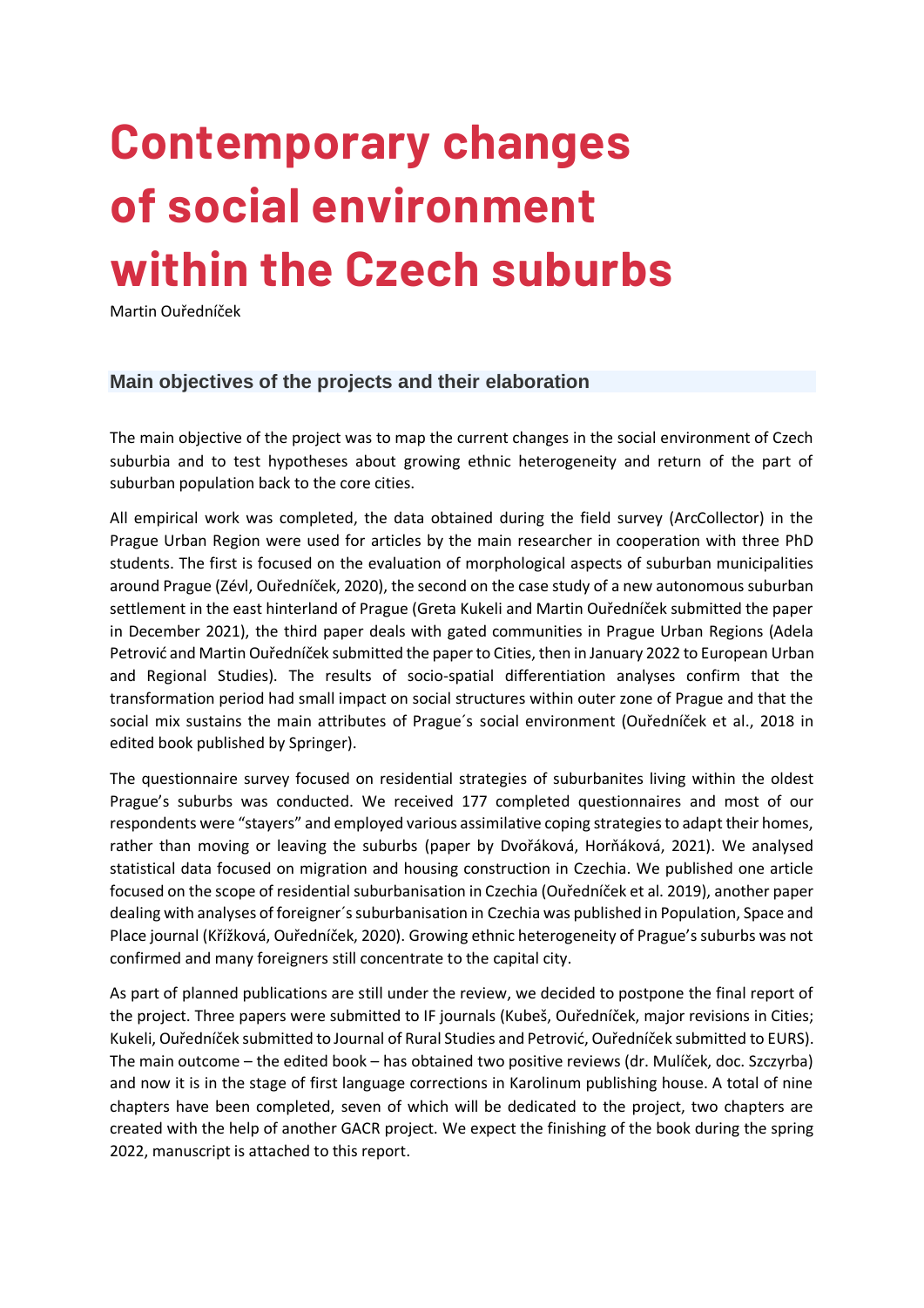# Contemporary changes of social environment within the Czech suburbs

Martin Ouředníček

## Main objectives of the projects and their elaboration

The main objective of the project was to map the current changes in the social environment of Czech suburbia and to test hypotheses about growing ethnic heterogeneity and return of the part of suburban population back to the core cities.

All empirical work was completed, the data obtained during the field survey (ArcCollector) in the Prague Urban Region were used for articles by the main researcher in cooperation with three PhD students. The first is focused on the evaluation of morphological aspects of suburban municipalities around Prague (Zévl, Ouředníček, 2020), the second on the case study of a new autonomous suburban settlement in the east hinterland of Prague (Greta Kukeli and Martin Ouředníček submitted the paper in December 2021), the third paper deals with gated communities in Prague Urban Regions (Adela Petrović and Martin Ouředníček submitted the paper to Cities, then in January 2022 to European Urban and Regional Studies). The results of socio-spatial differentiation analyses confirm that the transformation period had small impact on social structures within outer zone of Prague and that the social mix sustains the main attributes of Prague´s social environment (Ouředníček et al., 2018 in edited book published by Springer).

The questionnaire survey focused on residential strategies of suburbanites living within the oldest Prague's suburbs was conducted. We received 177 completed questionnaires and most of our respondents were "stayers" and employed various assimilative coping strategies to adapt their homes, rather than moving or leaving the suburbs (paper by Dvořáková, Horňáková, 2021). We analysed statistical data focused on migration and housing construction in Czechia. We published one article focused on the scope of residential suburbanisation in Czechia (Ouředníček et al. 2019), another paper dealing with analyses of foreigner´s suburbanisation in Czechia was published in Population, Space and Place journal (Křížková, Ouředníček, 2020). Growing ethnic heterogeneity of Prague's suburbs was not confirmed and many foreigners still concentrate to the capital city.

As part of planned publications are still under the review, we decided to postpone the final report of the project. Three papers were submitted to IF journals (Kubeš, Ouředníček, major revisions in Cities; Kukeli, Ouředníček submitted to Journal of Rural Studies and Petrović, Ouředníček submitted to EURS). The main outcome – the edited book – has obtained two positive reviews (dr. Mulíček, doc. Szczyrba) and now it is in the stage of first language corrections in Karolinum publishing house. A total of nine chapters have been completed, seven of which will be dedicated to the project, two chapters are created with the help of another GACR project. We expect the finishing of the book during the spring 2022, manuscript is attached to this report.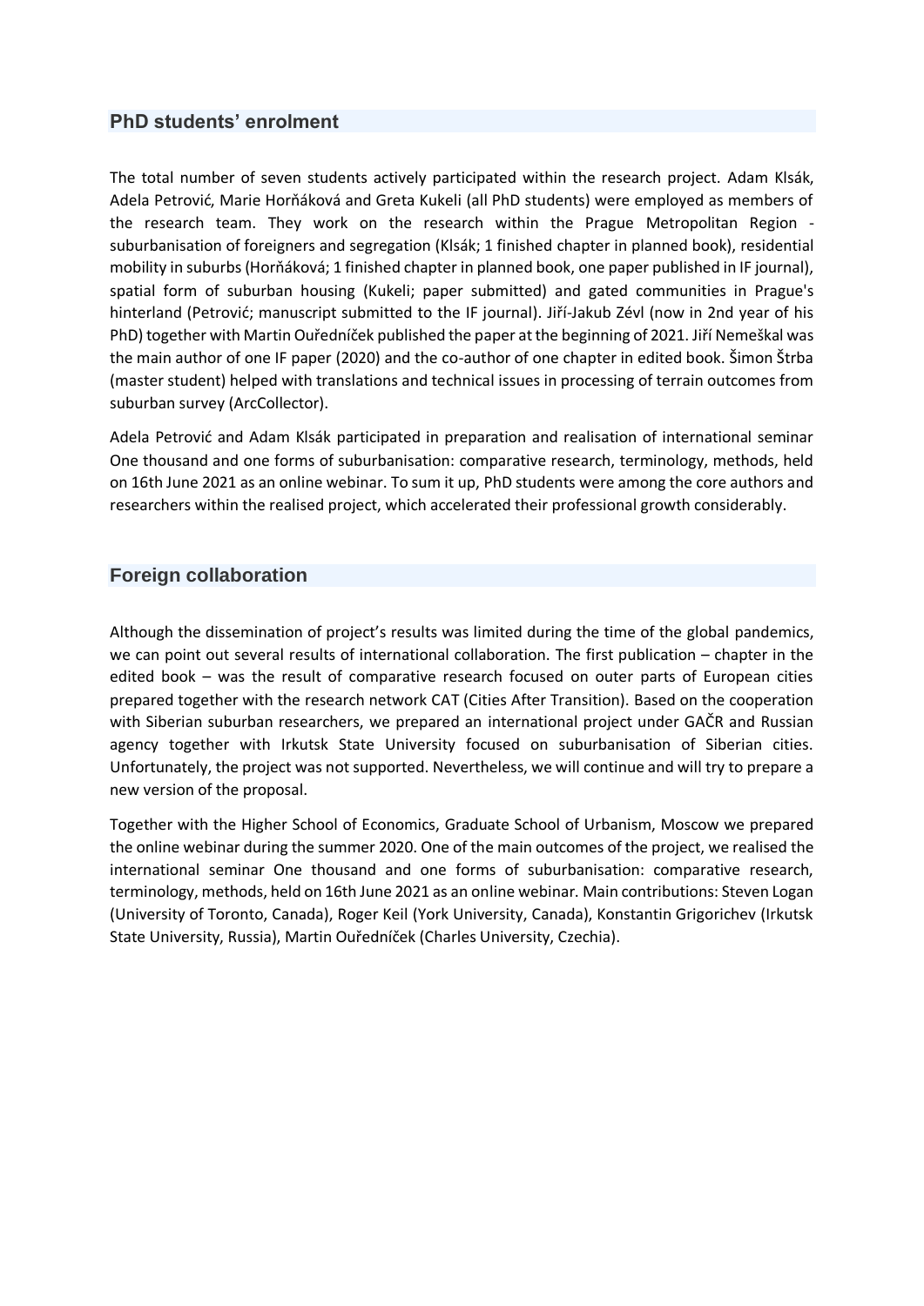## PhD students' enrolment

The total number of seven students actively participated within the research project. Adam Klsák, Adela Petrović, Marie Horňáková and Greta Kukeli (all PhD students) were employed as members of the research team. They work on the research within the Prague Metropolitan Region - suburbanisation of foreigners and segregation (Klsák; 1 finished chapter in planned book), residential mobility in suburbs (Horňáková; 1 finished chapter in planned book, one paper published in IF journal), spatial form of suburban housing (Kukeli; paper submitted) and gated communities in Prague's hinterland (Petrović; manuscript submitted to the IF journal). Jiří-Jakub Zévl (now in 2nd year of his PhD) together with Martin Ouředníček published the paper at the beginning of 2021. Jiří Nemeškal was the main author of one IF paper (2020) and the co-author of one chapter in edited book. Šimon Štrba (master student) helped with translations and technical issues in processing of terrain outcomes from suburban survey (ArcCollector).

Adela Petrović and Adam Klsák participated in preparation and realisation of international seminar One thousand and one forms of suburbanisation: comparative research, terminology, methods, held on 16th June 2021 as an online webinar. To sum it up, PhD students were among the core authors and researchers within the realised project, which accelerated their professional growth considerably.

## Foreign collaboration

Although the dissemination of project's results was limited during the time of the global pandemics, we can point out several results of international collaboration. The first publication – chapter in the edited book – was the result of comparative research focused on outer parts of European cities prepared together with the research network CAT (Cities After Transition). Based on the cooperation with Siberian suburban researchers, we prepared an international project under GAČR and Russian agency together with Irkutsk State University focused on suburbanisation of Siberian cities. Unfortunately, the project was not supported. Nevertheless, we will continue and will try to prepare a new version of the proposal.

Together with the Higher School of Economics, Graduate School of Urbanism, Moscow we prepared the online webinar during the summer 2020. One of the main outcomes of the project, we realised the international seminar One thousand and one forms of suburbanisation: comparative research, terminology, methods, held on 16th June 2021 as an online webinar. Main contributions: Steven Logan (University of Toronto, Canada), Roger Keil (York University, Canada), Konstantin Grigorichev (Irkutsk State University, Russia), Martin Ouředníček (Charles University, Czechia).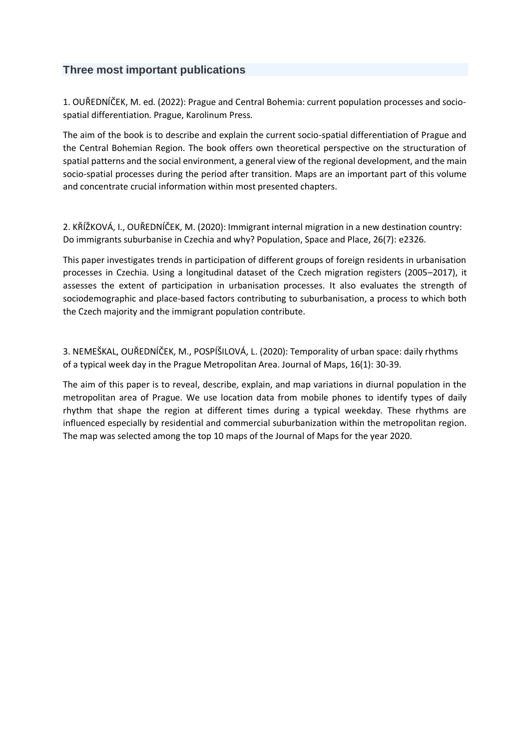## Three most important publications

1. OUŘEDNÍČEK, M. ed. (2022): Prague and Central Bohemia: current population processes and socio-spatial differentiation. Prague, Karolinum Press.

The aim of the book is to describe and explain the current socio-spatial differentiation of Prague and the Central Bohemian Region. The book offers own theoretical perspective on the structuration of spatial patterns and the social environment, a general view of the regional development, and the main socio-spatial processes during the period after transition. Maps are an important part of this volume and concentrate crucial information within most presented chapters.

2. KŘÍŽKOVÁ, I., OUŘEDNÍČEK, M. (2020): Immigrant internal migration in a new destination country: Do immigrants suburbanise in Czechia and why? Population, Space and Place, 26(7): e2326.

This paper investigates trends in participation of different groups of foreign residents in urbanisation processes in Czechia. Using a longitudinal dataset of the Czech migration registers (2005–2017), it assesses the extent of participation in urbanisation processes. It also evaluates the strength of sociodemographic and place-based factors contributing to suburbanisation, a process to which both the Czech majority and the immigrant population contribute.

3. NEMEŠKAL, OUŘEDNÍČEK, M., POSPÍŠILOVÁ, L. (2020): Temporality of urban space: daily rhythms of a typical week day in the Prague Metropolitan Area. Journal of Maps, 16(1): 30-39.

The aim of this paper is to reveal, describe, explain, and map variations in diurnal population in the metropolitan area of Prague. We use location data from mobile phones to identify types of daily rhythm that shape the region at different times during a typical weekday. These rhythms are influenced especially by residential and commercial suburbanization within the metropolitan region. The map was selected among the top 10 maps of the Journal of Maps for the year 2020.